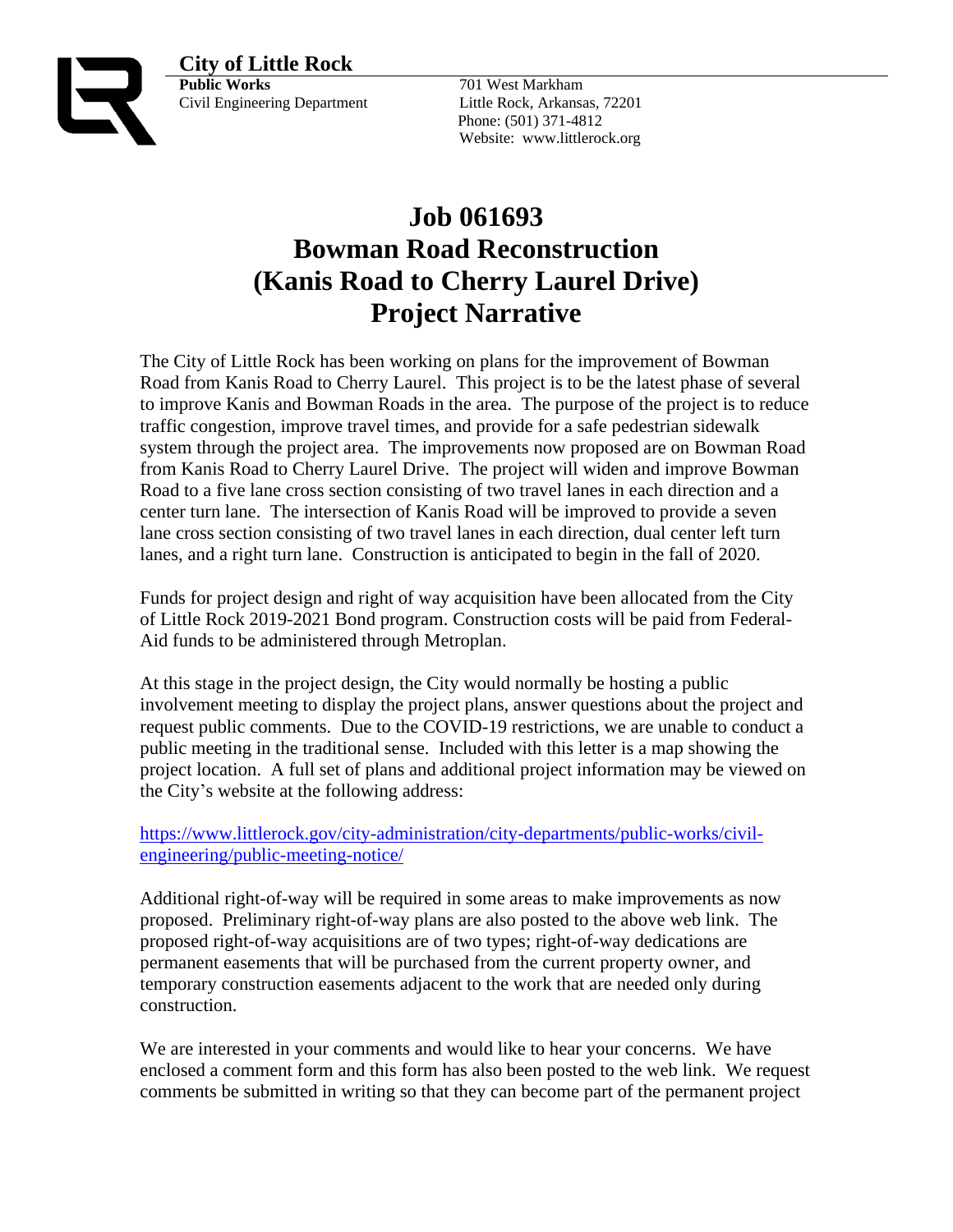**City of Little Rock**

**Public Works**
Civil Engineering Department

701 West Markham
Little Rock, Arkansas, 72201
Phone: (501) 371-4812
Website: www.littlerock.org

# Job 061693
# Bowman Road Reconstruction
# (Kanis Road to Cherry Laurel Drive)
# Project Narrative

The City of Little Rock has been working on plans for the improvement of Bowman Road from Kanis Road to Cherry Laurel. This project is to be the latest phase of several to improve Kanis and Bowman Roads in the area. The purpose of the project is to reduce traffic congestion, improve travel times, and provide for a safe pedestrian sidewalk system through the project area. The improvements now proposed are on Bowman Road from Kanis Road to Cherry Laurel Drive. The project will widen and improve Bowman Road to a five lane cross section consisting of two travel lanes in each direction and a center turn lane. The intersection of Kanis Road will be improved to provide a seven lane cross section consisting of two travel lanes in each direction, dual center left turn lanes, and a right turn lane. Construction is anticipated to begin in the fall of 2020.

Funds for project design and right of way acquisition have been allocated from the City of Little Rock 2019-2021 Bond program. Construction costs will be paid from Federal-Aid funds to be administered through Metroplan.

At this stage in the project design, the City would normally be hosting a public involvement meeting to display the project plans, answer questions about the project and request public comments. Due to the COVID-19 restrictions, we are unable to conduct a public meeting in the traditional sense. Included with this letter is a map showing the project location. A full set of plans and additional project information may be viewed on the City's website at the following address:

https://www.littlerock.gov/city-administration/city-departments/public-works/civil-engineering/public-meeting-notice/

Additional right-of-way will be required in some areas to make improvements as now proposed. Preliminary right-of-way plans are also posted to the above web link. The proposed right-of-way acquisitions are of two types; right-of-way dedications are permanent easements that will be purchased from the current property owner, and temporary construction easements adjacent to the work that are needed only during construction.

We are interested in your comments and would like to hear your concerns. We have enclosed a comment form and this form has also been posted to the web link. We request comments be submitted in writing so that they can become part of the permanent project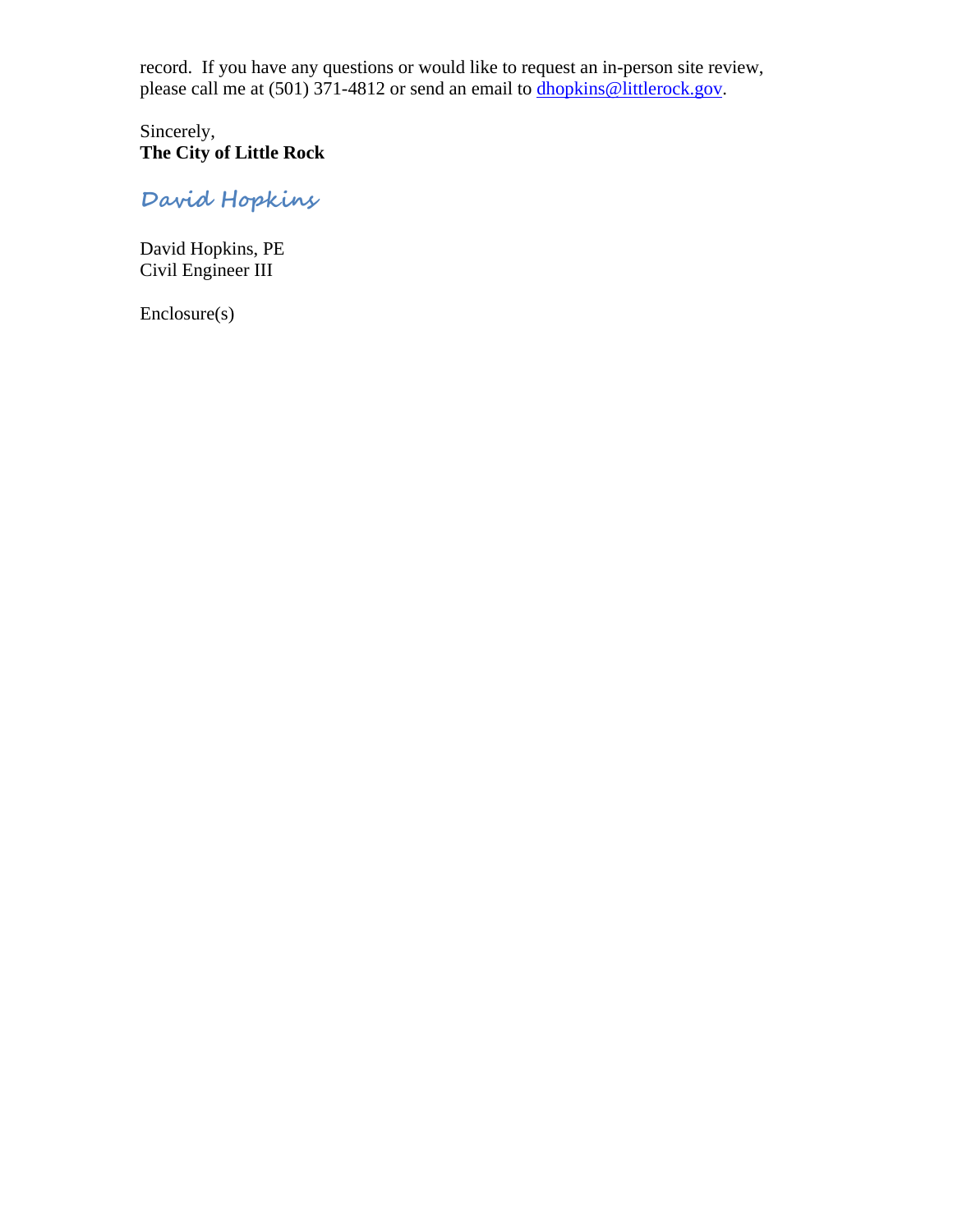record. If you have any questions or would like to request an in-person site review, please call me at (501) 371-4812 or send an email to dhopkins@littlerock.gov.

Sincerely,
**The City of Little Rock**

*David Hopkins*

David Hopkins, PE
Civil Engineer III

Enclosure(s)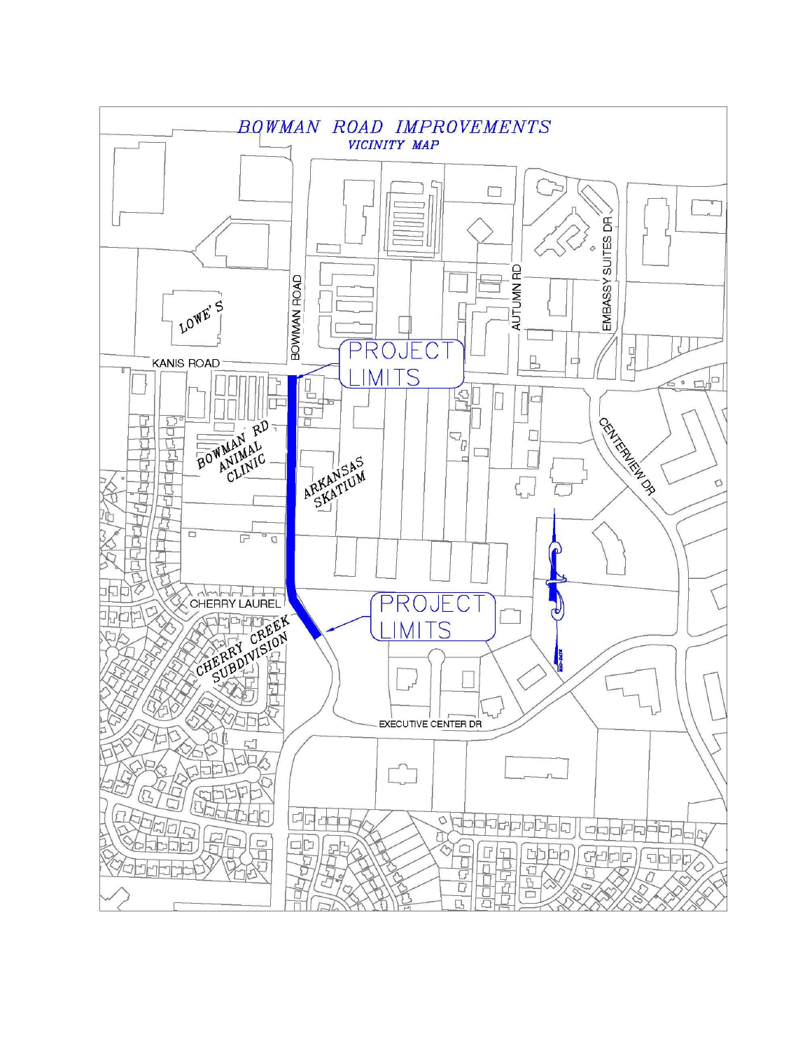# BOWMAN ROAD IMPROVEMENTS

## VICINITY MAP

LOWE'S

BOWMAN ROAD

AUTUMN RD

EMBASSY SUITES DR

KANIS ROAD

PROJECT LIMITS

BOWMAN RD ANIMAL CLINIC

ARKANSAS SKATIUM

CENTERVIEW DR

CHERRY LAUREL

CHERRY CREEK SUBDIVISION

PROJECT LIMITS

EXECUTIVE CENTER DR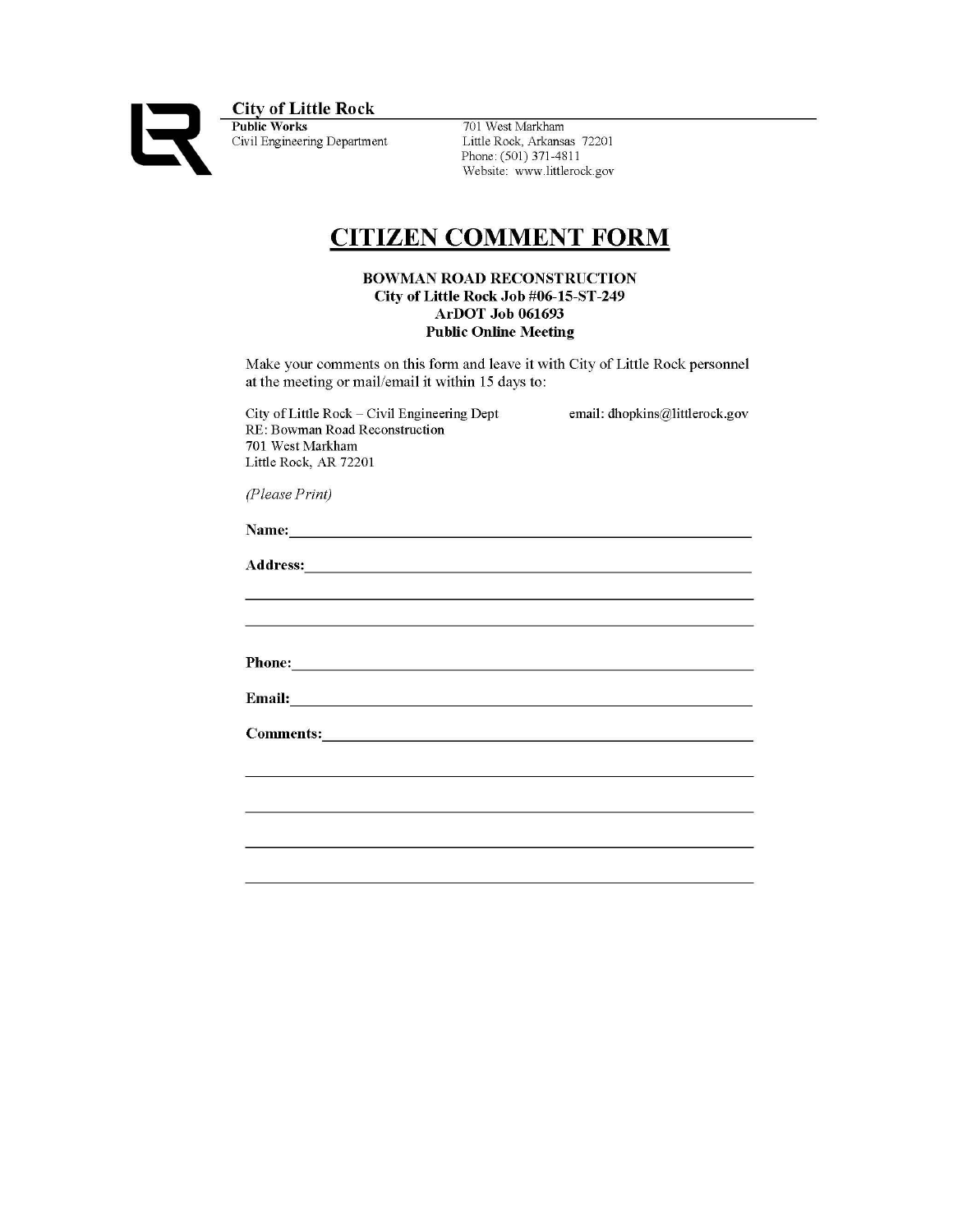**City of Little Rock**

**Public Works**
Civil Engineering Department

701 West Markham
Little Rock, Arkansas 72201
Phone: (501) 371-4811
Website: www.littlerock.gov

# CITIZEN COMMENT FORM

**BOWMAN ROAD RECONSTRUCTION**
**City of Little Rock Job #06-15-ST-249**
**ArDOT Job 061693**
**Public Online Meeting**

Make your comments on this form and leave it with City of Little Rock personnel at the meeting or mail/email it within 15 days to:

City of Little Rock – Civil Engineering Dept
RE: Bowman Road Reconstruction
701 West Markham
Little Rock, AR 72201

email: dhopkins@littlerock.gov

*(Please Print)*

**Name:**\_\_\_\_\_\_\_\_\_\_\_\_\_\_\_\_\_\_\_\_\_\_\_\_\_\_\_\_\_\_\_\_\_\_\_\_\_\_\_\_\_\_\_\_

**Address:**\_\_\_\_\_\_\_\_\_\_\_\_\_\_\_\_\_\_\_\_\_\_\_\_\_\_\_\_\_\_\_\_\_\_\_\_\_\_\_\_\_\_

\_\_\_\_\_\_\_\_\_\_\_\_\_\_\_\_\_\_\_\_\_\_\_\_\_\_\_\_\_\_\_\_\_\_\_\_\_\_\_\_\_\_\_\_\_\_\_\_\_\_

\_\_\_\_\_\_\_\_\_\_\_\_\_\_\_\_\_\_\_\_\_\_\_\_\_\_\_\_\_\_\_\_\_\_\_\_\_\_\_\_\_\_\_\_\_\_\_\_\_\_

**Phone:**\_\_\_\_\_\_\_\_\_\_\_\_\_\_\_\_\_\_\_\_\_\_\_\_\_\_\_\_\_\_\_\_\_\_\_\_\_\_\_\_\_\_\_\_

**Email:**\_\_\_\_\_\_\_\_\_\_\_\_\_\_\_\_\_\_\_\_\_\_\_\_\_\_\_\_\_\_\_\_\_\_\_\_\_\_\_\_\_\_\_\_

**Comments:**\_\_\_\_\_\_\_\_\_\_\_\_\_\_\_\_\_\_\_\_\_\_\_\_\_\_\_\_\_\_\_\_\_\_\_\_\_\_\_\_

\_\_\_\_\_\_\_\_\_\_\_\_\_\_\_\_\_\_\_\_\_\_\_\_\_\_\_\_\_\_\_\_\_\_\_\_\_\_\_\_\_\_\_\_\_\_\_\_\_\_

\_\_\_\_\_\_\_\_\_\_\_\_\_\_\_\_\_\_\_\_\_\_\_\_\_\_\_\_\_\_\_\_\_\_\_\_\_\_\_\_\_\_\_\_\_\_\_\_\_\_

\_\_\_\_\_\_\_\_\_\_\_\_\_\_\_\_\_\_\_\_\_\_\_\_\_\_\_\_\_\_\_\_\_\_\_\_\_\_\_\_\_\_\_\_\_\_\_\_\_\_

\_\_\_\_\_\_\_\_\_\_\_\_\_\_\_\_\_\_\_\_\_\_\_\_\_\_\_\_\_\_\_\_\_\_\_\_\_\_\_\_\_\_\_\_\_\_\_\_\_\_